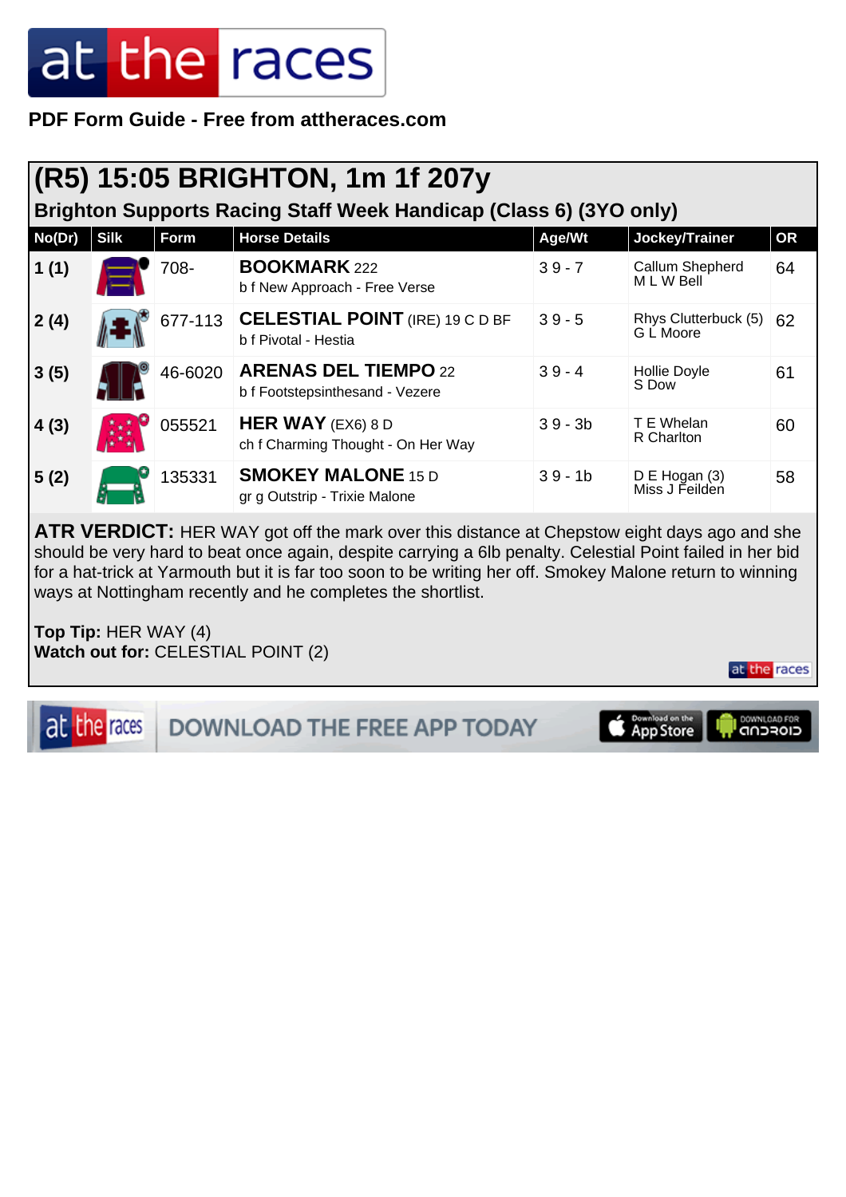**PDF Form Guide - Free from attheraces.com**

## (R5) 15:05 BRIGHTON, 1m 1f 207y

### Brighton Supports Racing Staff Week Handicap (Class 6) (3YO only)

| No(Dr) | Silk | Form | Horse Details | Age/Wt | Jockey/Trainer | OR |
|---|---|---|---|---|---|---|
| 1 (1) | | 708- | **BOOKMARK** 222<br>b f New Approach - Free Verse | 3 9 - 7 | Callum Shepherd<br>M L W Bell | 64 |
| 2 (4) | | 677-113 | **CELESTIAL POINT** (IRE) 19 C D BF<br>b f Pivotal - Hestia | 3 9 - 5 | Rhys Clutterbuck (5)<br>G L Moore | 62 |
| 3 (5) | | 46-6020 | **ARENAS DEL TIEMPO** 22<br>b f Footstepsinthesand - Vezere | 3 9 - 4 | Hollie Doyle<br>S Dow | 61 |
| 4 (3) | | 055521 | **HER WAY** (EX6) 8 D<br>ch f Charming Thought - On Her Way | 3 9 - 3b | T E Whelan<br>R Charlton | 60 |
| 5 (2) | | 135331 | **SMOKEY MALONE** 15 D<br>gr g Outstrip - Trixie Malone | 3 9 - 1b | D E Hogan (3)<br>Miss J Feilden | 58 |

**ATR VERDICT:** HER WAY got off the mark over this distance at Chepstow eight days ago and she should be very hard to beat once again, despite carrying a 6lb penalty. Celestial Point failed in her bid for a hat-trick at Yarmouth but it is far too soon to be writing her off. Smokey Malone return to winning ways at Nottingham recently and he completes the shortlist.

**Top Tip:** HER WAY (4)
**Watch out for:** CELESTIAL POINT (2)

DOWNLOAD THE FREE APP TODAY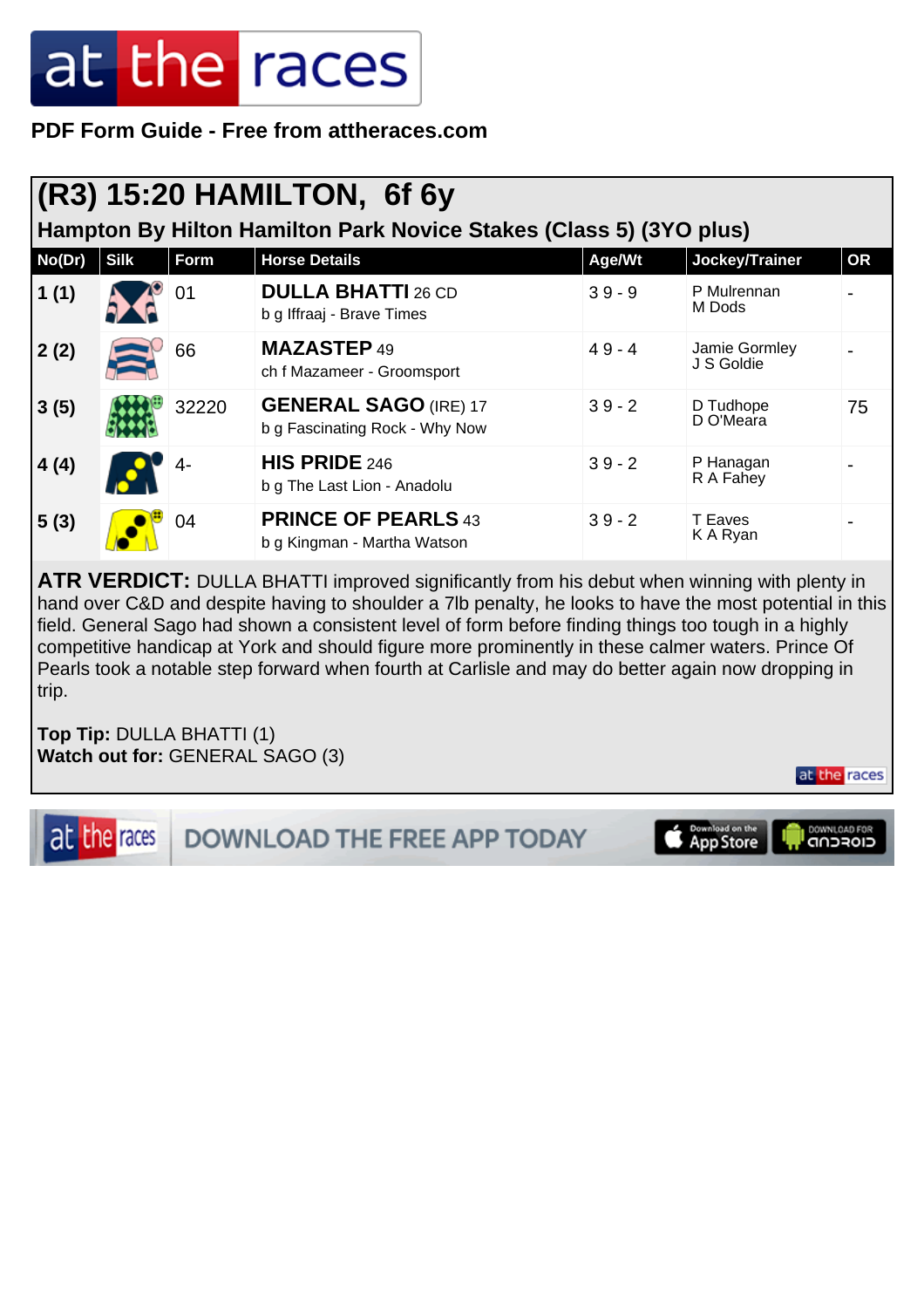**PDF Form Guide - Free from attheraces.com**

## (R3) 15:20 HAMILTON, 6f 6y

### Hampton By Hilton Hamilton Park Novice Stakes (Class 5) (3YO plus)

| No(Dr) | Silk | Form | Horse Details | Age/Wt | Jockey/Trainer | OR |
|---|---|---|---|---|---|---|
| 1 (1) | | 01 | **DULLA BHATTI** 26 CD<br>b g Iffraaj - Brave Times | 3 9 - 9 | P Mulrennan<br>M Dods | - |
| 2 (2) | | 66 | **MAZASTEP** 49<br>ch f Mazameer - Groomsport | 4 9 - 4 | Jamie Gormley<br>J S Goldie | - |
| 3 (5) | | 32220 | **GENERAL SAGO** (IRE) 17<br>b g Fascinating Rock - Why Now | 3 9 - 2 | D Tudhope<br>D O'Meara | 75 |
| 4 (4) | | 4- | **HIS PRIDE** 246<br>b g The Last Lion - Anadolu | 3 9 - 2 | P Hanagan<br>R A Fahey | - |
| 5 (3) | | 04 | **PRINCE OF PEARLS** 43<br>b g Kingman - Martha Watson | 3 9 - 2 | T Eaves<br>K A Ryan | - |

**ATR VERDICT:** DULLA BHATTI improved significantly from his debut when winning with plenty in hand over C&D and despite having to shoulder a 7lb penalty, he looks to have the most potential in this field. General Sago had shown a consistent level of form before finding things too tough in a highly competitive handicap at York and should figure more prominently in these calmer waters. Prince Of Pearls took a notable step forward when fourth at Carlisle and may do better again now dropping in trip.

**Top Tip:** DULLA BHATTI (1)
**Watch out for:** GENERAL SAGO (3)

DOWNLOAD THE FREE APP TODAY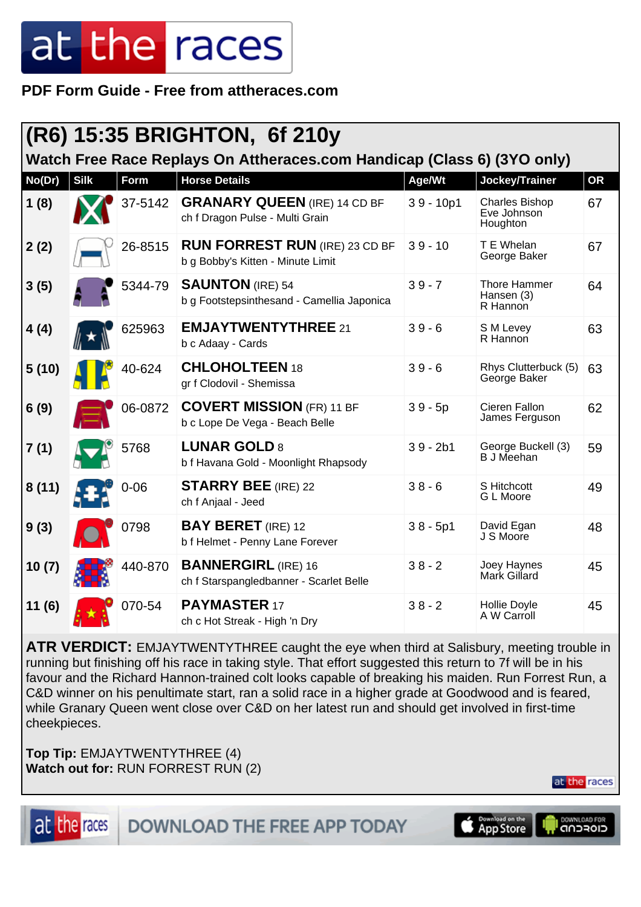# (R6) 15:35 BRIGHTON, 6f 210y

## Watch Free Race Replays On Attheraces.com Handicap (Class 6) (3YO only)

| No(Dr) | Silk | Form | Horse Details | Age/Wt | Jockey/Trainer | OR |
|---|---|---|---|---|---|---|
| 1 (8) | | 37-5142 | **GRANARY QUEEN** (IRE) 14 CD BF<br>ch f Dragon Pulse - Multi Grain | 3 9 - 10p1 | Charles Bishop<br>Eve Johnson Houghton | 67 |
| 2 (2) | | 26-8515 | **RUN FORREST RUN** (IRE) 23 CD BF<br>b g Bobby's Kitten - Minute Limit | 3 9 - 10 | T E Whelan<br>George Baker | 67 |
| 3 (5) | | 5344-79 | **SAUNTON** (IRE) 54<br>b g Footstepsinthesand - Camellia Japonica | 3 9 - 7 | Thore Hammer Hansen (3)<br>R Hannon | 64 |
| 4 (4) | | 625963 | **EMJAYTWENTYTHREE** 21<br>b c Adaay - Cards | 3 9 - 6 | S M Levey<br>R Hannon | 63 |
| 5 (10) | | 40-624 | **CHLOHOLTEEN** 18<br>gr f Clodovil - Shemissa | 3 9 - 6 | Rhys Clutterbuck (5)<br>George Baker | 63 |
| 6 (9) | | 06-0872 | **COVERT MISSION** (FR) 11 BF<br>b c Lope De Vega - Beach Belle | 3 9 - 5p | Cieren Fallon<br>James Ferguson | 62 |
| 7 (1) | | 5768 | **LUNAR GOLD** 8<br>b f Havana Gold - Moonlight Rhapsody | 3 9 - 2b1 | George Buckell (3)<br>B J Meehan | 59 |
| 8 (11) | | 0-06 | **STARRY BEE** (IRE) 22<br>ch f Anjaal - Jeed | 3 8 - 6 | S Hitchcott<br>G L Moore | 49 |
| 9 (3) | | 0798 | **BAY BERET** (IRE) 12<br>b f Helmet - Penny Lane Forever | 3 8 - 5p1 | David Egan<br>J S Moore | 48 |
| 10 (7) | | 440-870 | **BANNERGIRL** (IRE) 16<br>ch f Starspangledbanner - Scarlet Belle | 3 8 - 2 | Joey Haynes<br>Mark Gillard | 45 |
| 11 (6) | | 070-54 | **PAYMASTER** 17<br>ch c Hot Streak - High 'n Dry | 3 8 - 2 | Hollie Doyle<br>A W Carroll | 45 |

**ATR VERDICT:** EMJAYTWENTYTHREE caught the eye when third at Salisbury, meeting trouble in running but finishing off his race in taking style. That effort suggested this return to 7f will be in his favour and the Richard Hannon-trained colt looks capable of breaking his maiden. Run Forrest Run, a C&D winner on his penultimate start, ran a solid race in a higher grade at Goodwood and is feared, while Granary Queen went close over C&D on her latest run and should get involved in first-time cheekpieces.

**Top Tip:** EMJAYTWENTYTHREE (4)
**Watch out for:** RUN FORREST RUN (2)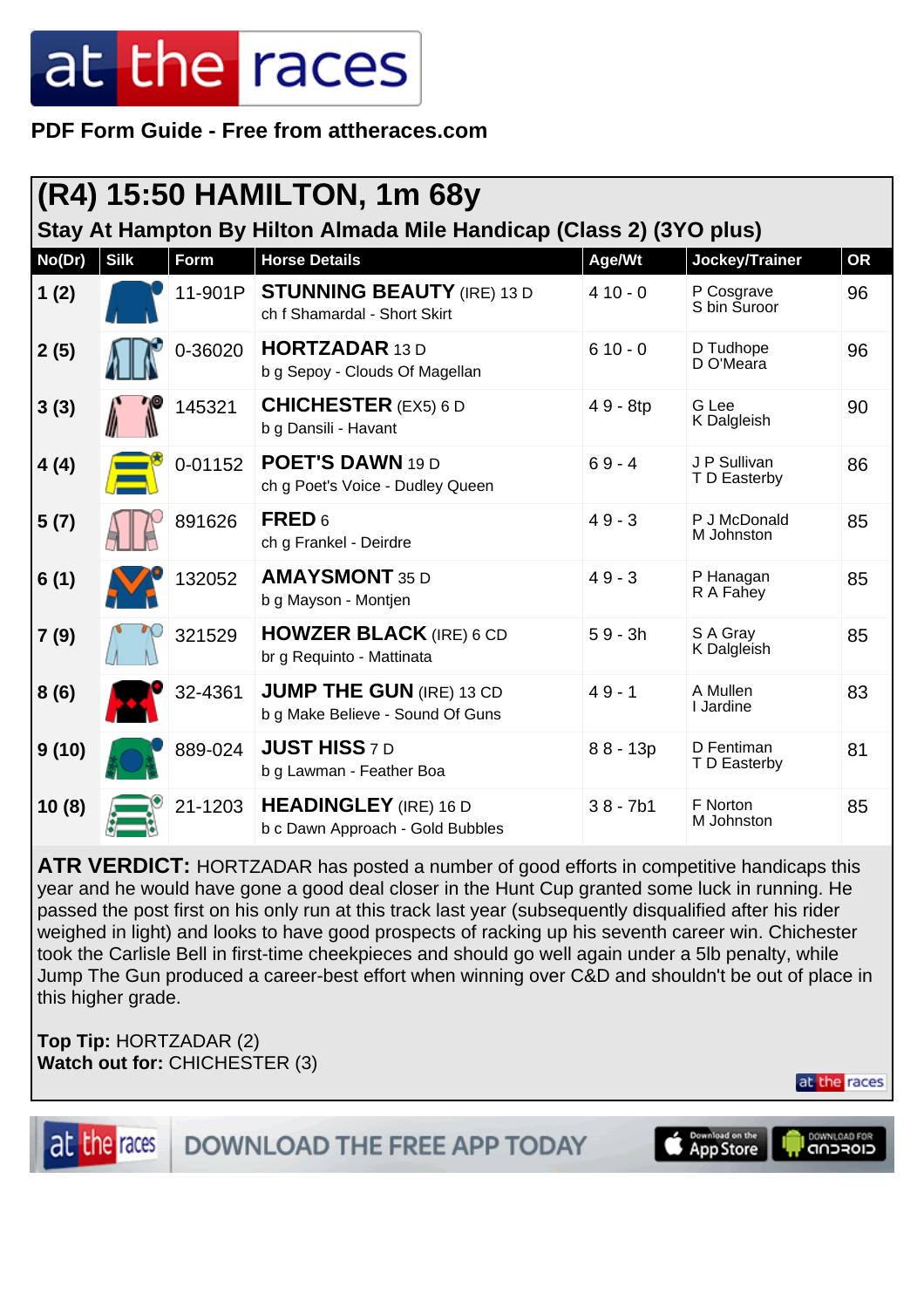PDF Form Guide - Free from attheraces.com

# (R4) 15:50 HAMILTON, 1m 68y

## Stay At Hampton By Hilton Almada Mile Handicap (Class 2) (3YO plus)

| No(Dr) | Silk | Form | Horse Details | Age/Wt | Jockey/Trainer | OR |
|---|---|---|---|---|---|---|
| 1 (2) | | 11-901P | **STUNNING BEAUTY** (IRE) 13 D<br>ch f Shamardal - Short Skirt | 4 10 - 0 | P Cosgrave<br>S bin Suroor | 96 |
| 2 (5) | | 0-36020 | **HORTZADAR** 13 D<br>b g Sepoy - Clouds Of Magellan | 6 10 - 0 | D Tudhope<br>D O'Meara | 96 |
| 3 (3) | | 145321 | **CHICHESTER** (EX5) 6 D<br>b g Dansili - Havant | 4 9 - 8tp | G Lee<br>K Dalgleish | 90 |
| 4 (4) | | 0-01152 | **POET'S DAWN** 19 D<br>ch g Poet's Voice - Dudley Queen | 6 9 - 4 | J P Sullivan<br>T D Easterby | 86 |
| 5 (7) | | 891626 | **FRED** 6<br>ch g Frankel - Deirdre | 4 9 - 3 | P J McDonald<br>M Johnston | 85 |
| 6 (1) | | 132052 | **AMAYSMONT** 35 D<br>b g Mayson - Montjen | 4 9 - 3 | P Hanagan<br>R A Fahey | 85 |
| 7 (9) | | 321529 | **HOWZER BLACK** (IRE) 6 CD<br>br g Requinto - Mattinata | 5 9 - 3h | S A Gray<br>K Dalgleish | 85 |
| 8 (6) | | 32-4361 | **JUMP THE GUN** (IRE) 13 CD<br>b g Make Believe - Sound Of Guns | 4 9 - 1 | A Mullen<br>I Jardine | 83 |
| 9 (10) | | 889-024 | **JUST HISS** 7 D<br>b g Lawman - Feather Boa | 8 8 - 13p | D Fentiman<br>T D Easterby | 81 |
| 10 (8) | | 21-1203 | **HEADINGLEY** (IRE) 16 D<br>b c Dawn Approach - Gold Bubbles | 3 8 - 7b1 | F Norton<br>M Johnston | 85 |

**ATR VERDICT:** HORTZADAR has posted a number of good efforts in competitive handicaps this year and he would have gone a good deal closer in the Hunt Cup granted some luck in running. He passed the post first on his only run at this track last year (subsequently disqualified after his rider weighed in light) and looks to have good prospects of racking up his seventh career win. Chichester took the Carlisle Bell in first-time cheekpieces and should go well again under a 5lb penalty, while Jump The Gun produced a career-best effort when winning over C&D and shouldn't be out of place in this higher grade.

**Top Tip:** HORTZADAR (2)
**Watch out for:** CHICHESTER (3)

DOWNLOAD THE FREE APP TODAY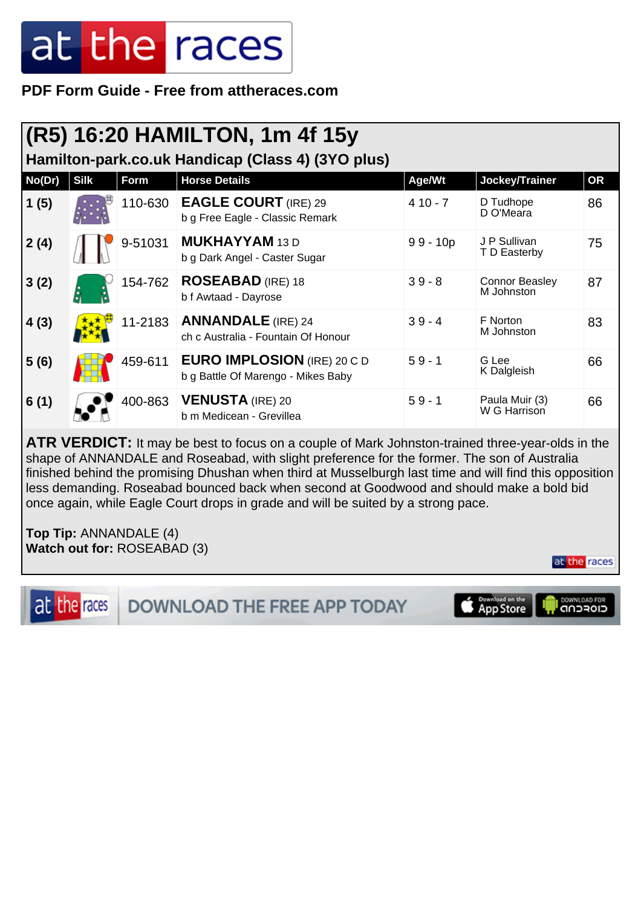**PDF Form Guide - Free from attheraces.com**

## (R5) 16:20 HAMILTON, 1m 4f 15y

### Hamilton-park.co.uk Handicap (Class 4) (3YO plus)

| No(Dr) | Silk | Form | Horse Details | Age/Wt | Jockey/Trainer | OR |
|---|---|---|---|---|---|---|
| 1 (5) | | 110-630 | **EAGLE COURT** (IRE) 29<br>b g Free Eagle - Classic Remark | 4 10 - 7 | D Tudhope<br>D O'Meara | 86 |
| 2 (4) | | 9-51031 | **MUKHAYYAM** 13 D<br>b g Dark Angel - Caster Sugar | 9 9 - 10p | J P Sullivan<br>T D Easterby | 75 |
| 3 (2) | | 154-762 | **ROSEABAD** (IRE) 18<br>b f Awtaad - Dayrose | 3 9 - 8 | Connor Beasley<br>M Johnston | 87 |
| 4 (3) | | 11-2183 | **ANNANDALE** (IRE) 24<br>ch c Australia - Fountain Of Honour | 3 9 - 4 | F Norton<br>M Johnston | 83 |
| 5 (6) | | 459-611 | **EURO IMPLOSION** (IRE) 20 C D<br>b g Battle Of Marengo - Mikes Baby | 5 9 - 1 | G Lee<br>K Dalgleish | 66 |
| 6 (1) | | 400-863 | **VENUSTA** (IRE) 20<br>b m Medicean - Grevillea | 5 9 - 1 | Paula Muir (3)<br>W G Harrison | 66 |

**ATR VERDICT:** It may be best to focus on a couple of Mark Johnston-trained three-year-olds in the shape of ANNANDALE and Roseabad, with slight preference for the former. The son of Australia finished behind the promising Dhushan when third at Musselburgh last time and will find this opposition less demanding. Roseabad bounced back when second at Goodwood and should make a bold bid once again, while Eagle Court drops in grade and will be suited by a strong pace.

**Top Tip:** ANNANDALE (4)
**Watch out for:** ROSEABAD (3)

DOWNLOAD THE FREE APP TODAY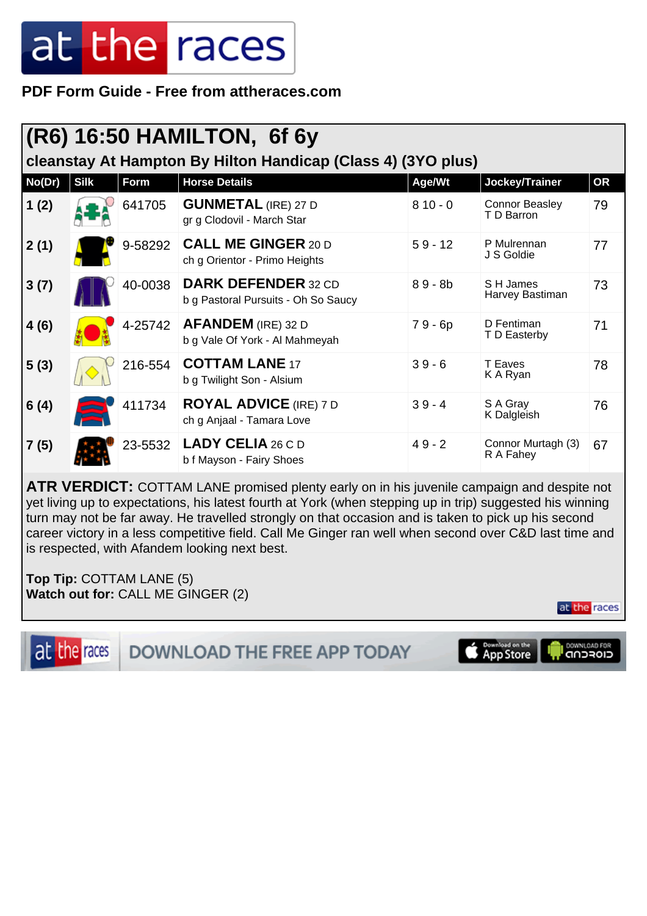PDF Form Guide - Free from attheraces.com

## (R6) 16:50 HAMILTON, 6f 6y

### cleanstay At Hampton By Hilton Handicap (Class 4) (3YO plus)

| No(Dr) | Silk | Form | Horse Details | Age/Wt | Jockey/Trainer | OR |
|---|---|---|---|---|---|---|
| 1 (2) | | 641705 | **GUNMETAL** (IRE) 27 D<br>gr g Clodovil - March Star | 8 10 - 0 | Connor Beasley<br>T D Barron | 79 |
| 2 (1) | | 9-58292 | **CALL ME GINGER** 20 D<br>ch g Orientor - Primo Heights | 5 9 - 12 | P Mulrennan<br>J S Goldie | 77 |
| 3 (7) | | 40-0038 | **DARK DEFENDER** 32 CD<br>b g Pastoral Pursuits - Oh So Saucy | 8 9 - 8b | S H James<br>Harvey Bastiman | 73 |
| 4 (6) | | 4-25742 | **AFANDEM** (IRE) 32 D<br>b g Vale Of York - Al Mahmeyah | 7 9 - 6p | D Fentiman<br>T D Easterby | 71 |
| 5 (3) | | 216-554 | **COTTAM LANE** 17<br>b g Twilight Son - Alsium | 3 9 - 6 | T Eaves<br>K A Ryan | 78 |
| 6 (4) | | 411734 | **ROYAL ADVICE** (IRE) 7 D<br>ch g Anjaal - Tamara Love | 3 9 - 4 | S A Gray<br>K Dalgleish | 76 |
| 7 (5) | | 23-5532 | **LADY CELIA** 26 C D<br>b f Mayson - Fairy Shoes | 4 9 - 2 | Connor Murtagh (3)<br>R A Fahey | 67 |

**ATR VERDICT:** COTTAM LANE promised plenty early on in his juvenile campaign and despite not yet living up to expectations, his latest fourth at York (when stepping up in trip) suggested his winning turn may not be far away. He travelled strongly on that occasion and is taken to pick up his second career victory in a less competitive field. Call Me Ginger ran well when second over C&D last time and is respected, with Afandem looking next best.

**Top Tip:** COTTAM LANE (5)
**Watch out for:** CALL ME GINGER (2)

DOWNLOAD THE FREE APP TODAY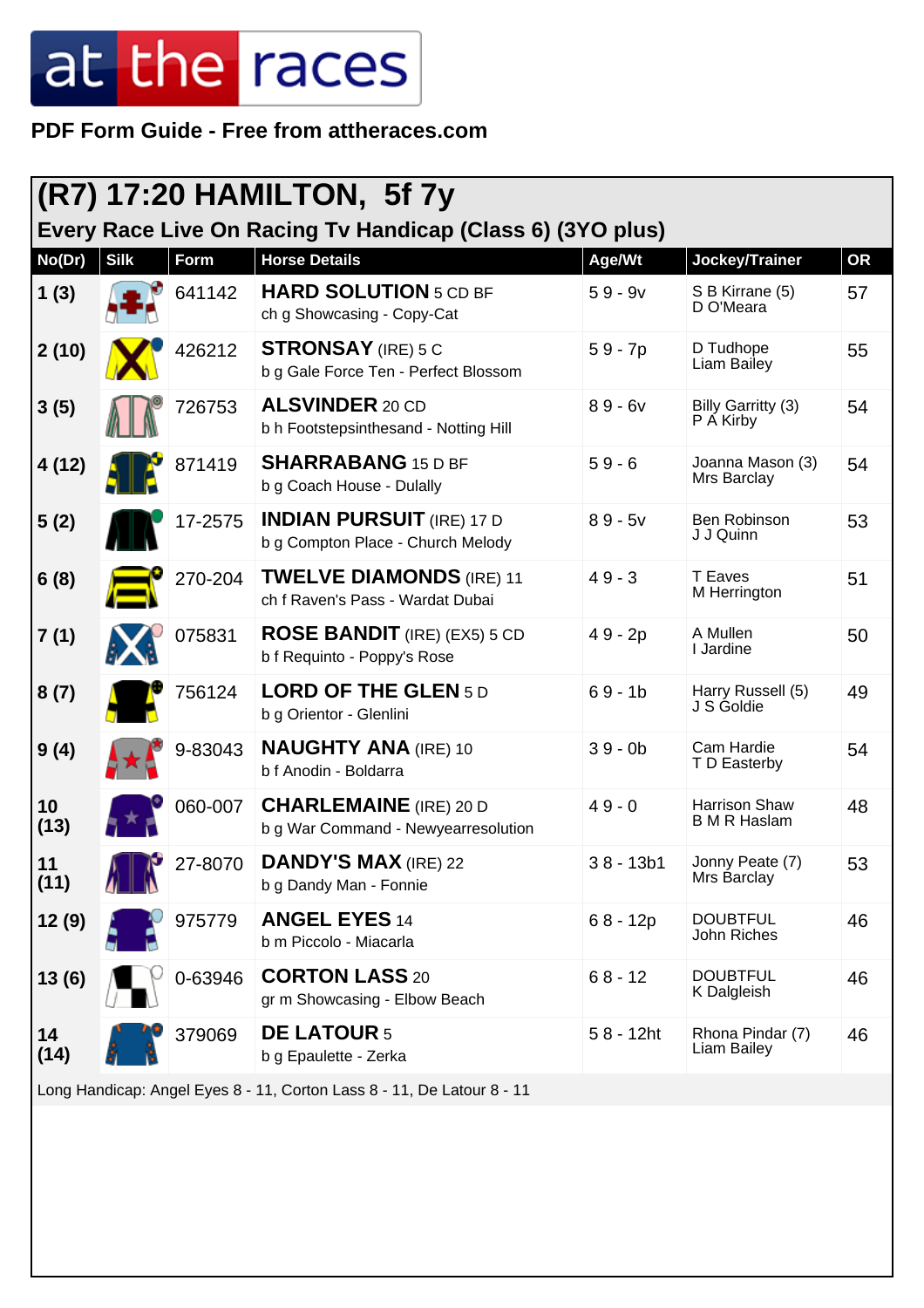PDF Form Guide - Free from attheraces.com

## (R7) 17:20 HAMILTON, 5f 7y

### Every Race Live On Racing Tv Handicap (Class 6) (3YO plus)

| No(Dr) | Silk | Form | Horse Details | Age/Wt | Jockey/Trainer | OR |
|---|---|---|---|---|---|---|
| 1 (3) | | 641142 | **HARD SOLUTION** 5 CD BF<br>ch g Showcasing - Copy-Cat | 5 9 - 9v | S B Kirrane (5)<br>D O'Meara | 57 |
| 2 (10) | | 426212 | **STRONSAY** (IRE) 5 C<br>b g Gale Force Ten - Perfect Blossom | 5 9 - 7p | D Tudhope<br>Liam Bailey | 55 |
| 3 (5) | | 726753 | **ALSVINDER** 20 CD<br>b h Footstepsinthesand - Notting Hill | 8 9 - 6v | Billy Garritty (3)<br>P A Kirby | 54 |
| 4 (12) | | 871419 | **SHARRABANG** 15 D BF<br>b g Coach House - Dulally | 5 9 - 6 | Joanna Mason (3)<br>Mrs Barclay | 54 |
| 5 (2) | | 17-2575 | **INDIAN PURSUIT** (IRE) 17 D<br>b g Compton Place - Church Melody | 8 9 - 5v | Ben Robinson<br>J J Quinn | 53 |
| 6 (8) | | 270-204 | **TWELVE DIAMONDS** (IRE) 11<br>ch f Raven's Pass - Wardat Dubai | 4 9 - 3 | T Eaves<br>M Herrington | 51 |
| 7 (1) | | 075831 | **ROSE BANDIT** (IRE) (EX5) 5 CD<br>b f Requinto - Poppy's Rose | 4 9 - 2p | A Mullen<br>I Jardine | 50 |
| 8 (7) | | 756124 | **LORD OF THE GLEN** 5 D<br>b g Orientor - Glenlini | 6 9 - 1b | Harry Russell (5)<br>J S Goldie | 49 |
| 9 (4) | | 9-83043 | **NAUGHTY ANA** (IRE) 10<br>b f Anodin - Boldarra | 3 9 - 0b | Cam Hardie<br>T D Easterby | 54 |
| 10 (13) | | 060-007 | **CHARLEMAINE** (IRE) 20 D<br>b g War Command - Newyearresolution | 4 9 - 0 | Harrison Shaw<br>B M R Haslam | 48 |
| 11 (11) | | 27-8070 | **DANDY'S MAX** (IRE) 22<br>b g Dandy Man - Fonnie | 3 8 - 13b1 | Jonny Peate (7)<br>Mrs Barclay | 53 |
| 12 (9) | | 975779 | **ANGEL EYES** 14<br>b m Piccolo - Miacarla | 6 8 - 12p | DOUBTFUL<br>John Riches | 46 |
| 13 (6) | | 0-63946 | **CORTON LASS** 20<br>gr m Showcasing - Elbow Beach | 6 8 - 12 | DOUBTFUL<br>K Dalgleish | 46 |
| 14 (14) | | 379069 | **DE LATOUR** 5<br>b g Epaulette - Zerka | 5 8 - 12ht | Rhona Pindar (7)<br>Liam Bailey | 46 |

Long Handicap: Angel Eyes 8 - 11, Corton Lass 8 - 11, De Latour 8 - 11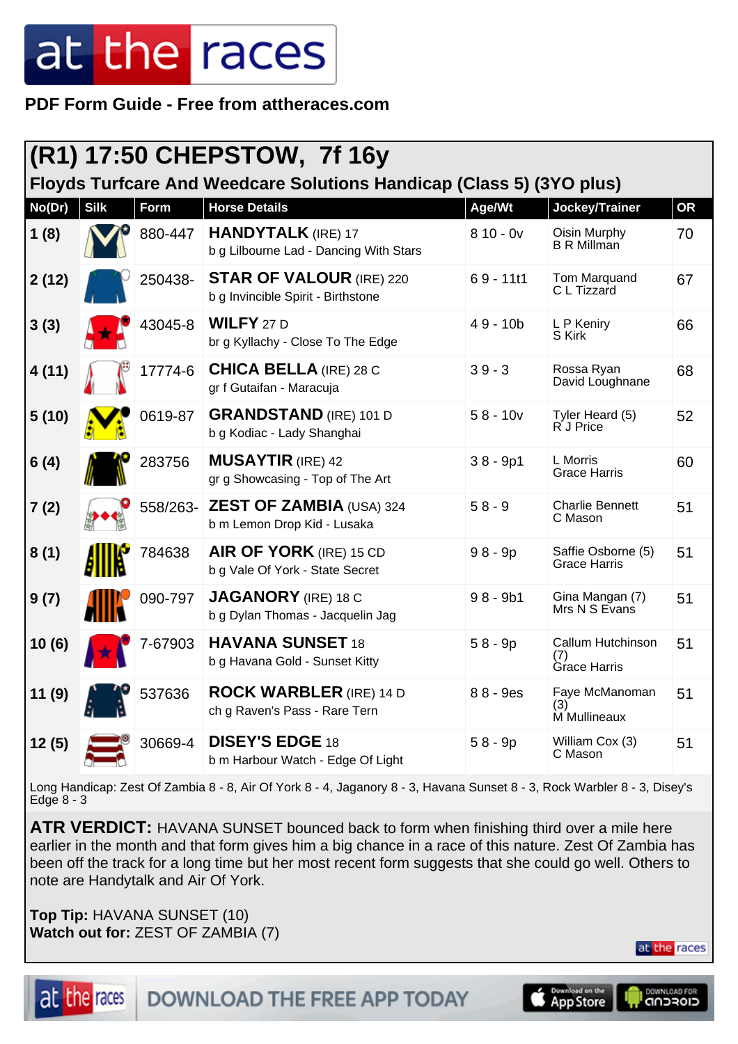**PDF Form Guide - Free from attheraces.com**

## (R1) 17:50 CHEPSTOW, 7f 16y

### Floyds Turfcare And Weedcare Solutions Handicap (Class 5) (3YO plus)

| No(Dr) | Silk | Form | Horse Details | Age/Wt | Jockey/Trainer | OR |
|---|---|---|---|---|---|---|
| 1 (8) | | 880-447 | **HANDYTALK** (IRE) 17<br>b g Lilbourne Lad - Dancing With Stars | 8 10 - 0v | Oisin Murphy<br>B R Millman | 70 |
| 2 (12) | | 250438- | **STAR OF VALOUR** (IRE) 220<br>b g Invincible Spirit - Birthstone | 6 9 - 11t1 | Tom Marquand<br>C L Tizzard | 67 |
| 3 (3) | | 43045-8 | **WILFY** 27 D<br>br g Kyllachy - Close To The Edge | 4 9 - 10b | L P Keniry<br>S Kirk | 66 |
| 4 (11) | | 17774-6 | **CHICA BELLA** (IRE) 28 C<br>gr f Gutaifan - Maracuja | 3 9 - 3 | Rossa Ryan<br>David Loughnane | 68 |
| 5 (10) | | 0619-87 | **GRANDSTAND** (IRE) 101 D<br>b g Kodiac - Lady Shanghai | 5 8 - 10v | Tyler Heard (5)<br>R J Price | 52 |
| 6 (4) | | 283756 | **MUSAYTIR** (IRE) 42<br>gr g Showcasing - Top of The Art | 3 8 - 9p1 | L Morris<br>Grace Harris | 60 |
| 7 (2) | | 558/263- | **ZEST OF ZAMBIA** (USA) 324<br>b m Lemon Drop Kid - Lusaka | 5 8 - 9 | Charlie Bennett<br>C Mason | 51 |
| 8 (1) | | 784638 | **AIR OF YORK** (IRE) 15 CD<br>b g Vale Of York - State Secret | 9 8 - 9p | Saffie Osborne (5)<br>Grace Harris | 51 |
| 9 (7) | | 090-797 | **JAGANORY** (IRE) 18 C<br>b g Dylan Thomas - Jacquelin Jag | 9 8 - 9b1 | Gina Mangan (7)<br>Mrs N S Evans | 51 |
| 10 (6) | | 7-67903 | **HAVANA SUNSET** 18<br>b g Havana Gold - Sunset Kitty | 5 8 - 9p | Callum Hutchinson (7)<br>Grace Harris | 51 |
| 11 (9) | | 537636 | **ROCK WARBLER** (IRE) 14 D<br>ch g Raven's Pass - Rare Tern | 8 8 - 9es | Faye McManoman (3)<br>M Mullineaux | 51 |
| 12 (5) | | 30669-4 | **DISEY'S EDGE** 18<br>b m Harbour Watch - Edge Of Light | 5 8 - 9p | William Cox (3)<br>C Mason | 51 |

Long Handicap: Zest Of Zambia 8 - 8, Air Of York 8 - 4, Jaganory 8 - 3, Havana Sunset 8 - 3, Rock Warbler 8 - 3, Disey's Edge 8 - 3

**ATR VERDICT:** HAVANA SUNSET bounced back to form when finishing third over a mile here earlier in the month and that form gives him a big chance in a race of this nature. Zest Of Zambia has been off the track for a long time but her most recent form suggests that she could go well. Others to note are Handytalk and Air Of York.

**Top Tip:** HAVANA SUNSET (10)
**Watch out for:** ZEST OF ZAMBIA (7)

DOWNLOAD THE FREE APP TODAY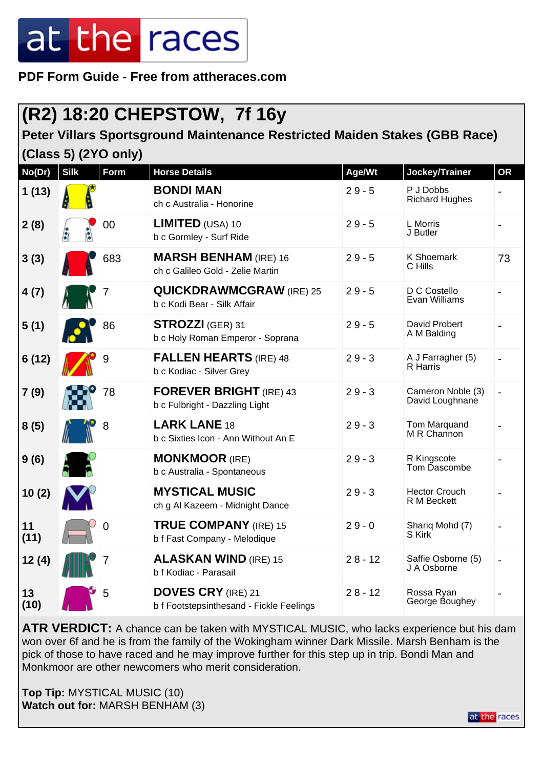PDF Form Guide - Free from attheraces.com

## (R2) 18:20 CHEPSTOW, 7f 16y

### Peter Villars Sportsground Maintenance Restricted Maiden Stakes (GBB Race) (Class 5) (2YO only)

| No(Dr) | Silk | Form | Horse Details | Age/Wt | Jockey/Trainer | OR |
|---|---|---|---|---|---|---|
| 1 (13) | | | **BONDI MAN**<br>ch c Australia - Honorine | 2 9 - 5 | P J Dobbs<br>Richard Hughes | - |
| 2 (8) | | 00 | **LIMITED** (USA) 10<br>b c Gormley - Surf Ride | 2 9 - 5 | L Morris<br>J Butler | - |
| 3 (3) | | 683 | **MARSH BENHAM** (IRE) 16<br>ch c Galileo Gold - Zelie Martin | 2 9 - 5 | K Shoemark<br>C Hills | 73 |
| 4 (7) | | 7 | **QUICKDRAWMCGRAW** (IRE) 25<br>b c Kodi Bear - Silk Affair | 2 9 - 5 | D C Costello<br>Evan Williams | - |
| 5 (1) | | 86 | **STROZZI** (GER) 31<br>b c Holy Roman Emperor - Soprana | 2 9 - 5 | David Probert<br>A M Balding | - |
| 6 (12) | | 9 | **FALLEN HEARTS** (IRE) 48<br>b c Kodiac - Silver Grey | 2 9 - 3 | A J Farragher (5)<br>R Harris | - |
| 7 (9) | | 78 | **FOREVER BRIGHT** (IRE) 43<br>b c Fulbright - Dazzling Light | 2 9 - 3 | Cameron Noble (3)<br>David Loughnane | - |
| 8 (5) | | 8 | **LARK LANE** 18<br>b c Sixties Icon - Ann Without An E | 2 9 - 3 | Tom Marquand<br>M R Channon | - |
| 9 (6) | | | **MONKMOOR** (IRE)<br>b c Australia - Spontaneous | 2 9 - 3 | R Kingscote<br>Tom Dascombe | - |
| 10 (2) | | | **MYSTICAL MUSIC**<br>ch g Al Kazeem - Midnight Dance | 2 9 - 3 | Hector Crouch<br>R M Beckett | - |
| 11 (11) | | 0 | **TRUE COMPANY** (IRE) 15<br>b f Fast Company - Melodique | 2 9 - 0 | Shariq Mohd (7)<br>S Kirk | - |
| 12 (4) | | 7 | **ALASKAN WIND** (IRE) 15<br>b f Kodiac - Parasail | 2 8 - 12 | Saffie Osborne (5)<br>J A Osborne | - |
| 13 (10) | | 5 | **DOVES CRY** (IRE) 21<br>b f Footstepsinthesand - Fickle Feelings | 2 8 - 12 | Rossa Ryan<br>George Boughey | - |

**ATR VERDICT:** A chance can be taken with MYSTICAL MUSIC, who lacks experience but his dam won over 6f and he is from the family of the Wokingham winner Dark Missile. Marsh Benham is the pick of those to have raced and he may improve further for this step up in trip. Bondi Man and Monkmoor are other newcomers who merit consideration.

**Top Tip:** MYSTICAL MUSIC (10)
**Watch out for:** MARSH BENHAM (3)